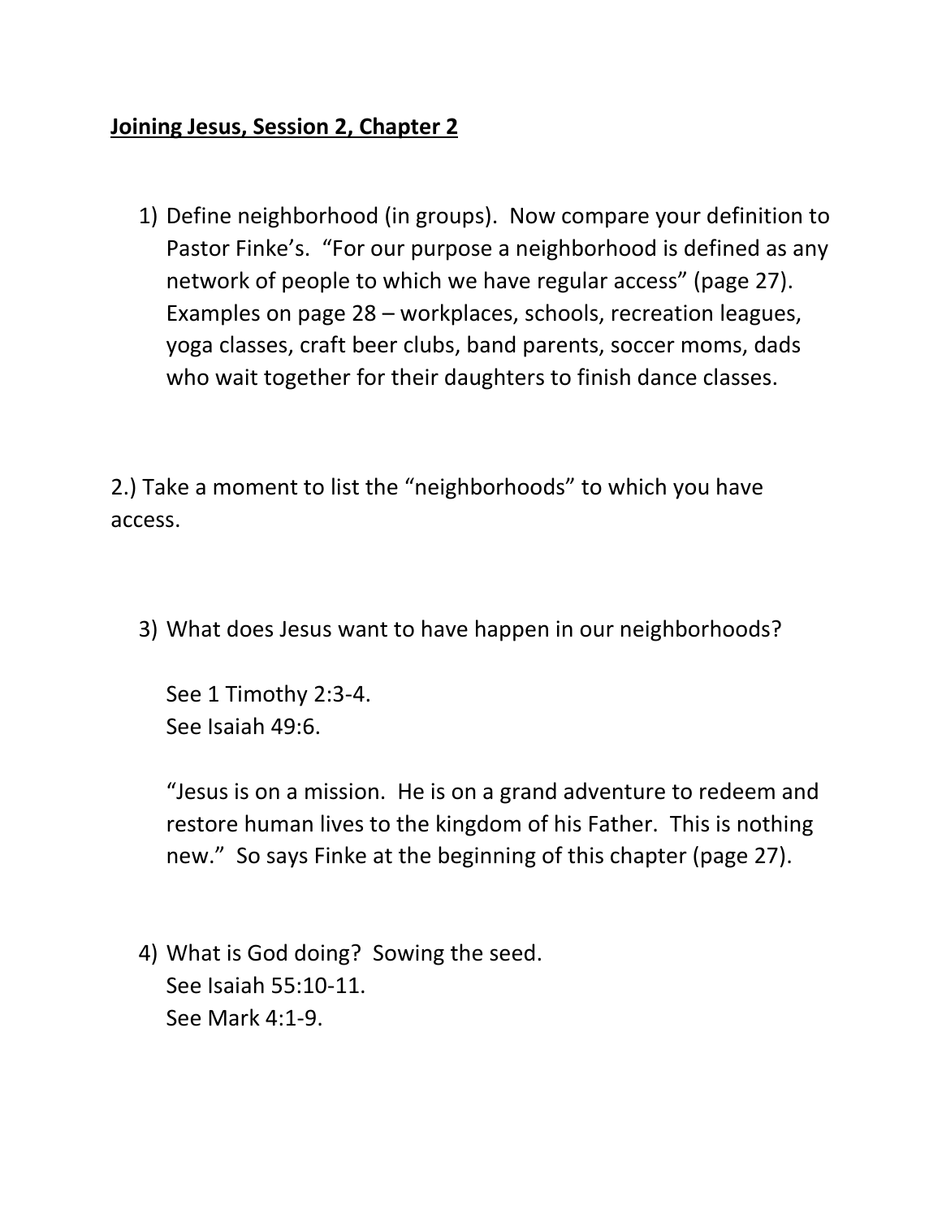**Joining Jesus, Session 2, Chapter 2**

1) Define neighborhood (in groups). Now compare your definition to Pastor Finke's. "For our purpose a neighborhood is defined as any network of people to which we have regular access" (page 27). Examples on page 28 – workplaces, schools, recreation leagues, yoga classes, craft beer clubs, band parents, soccer moms, dads who wait together for their daughters to finish dance classes.

2.) Take a moment to list the "neighborhoods" to which you have access.

3) What does Jesus want to have happen in our neighborhoods?

   See 1 Timothy 2:3-4.
   See Isaiah 49:6.

   "Jesus is on a mission. He is on a grand adventure to redeem and restore human lives to the kingdom of his Father. This is nothing new." So says Finke at the beginning of this chapter (page 27).

4) What is God doing? Sowing the seed.
   See Isaiah 55:10-11.
   See Mark 4:1-9.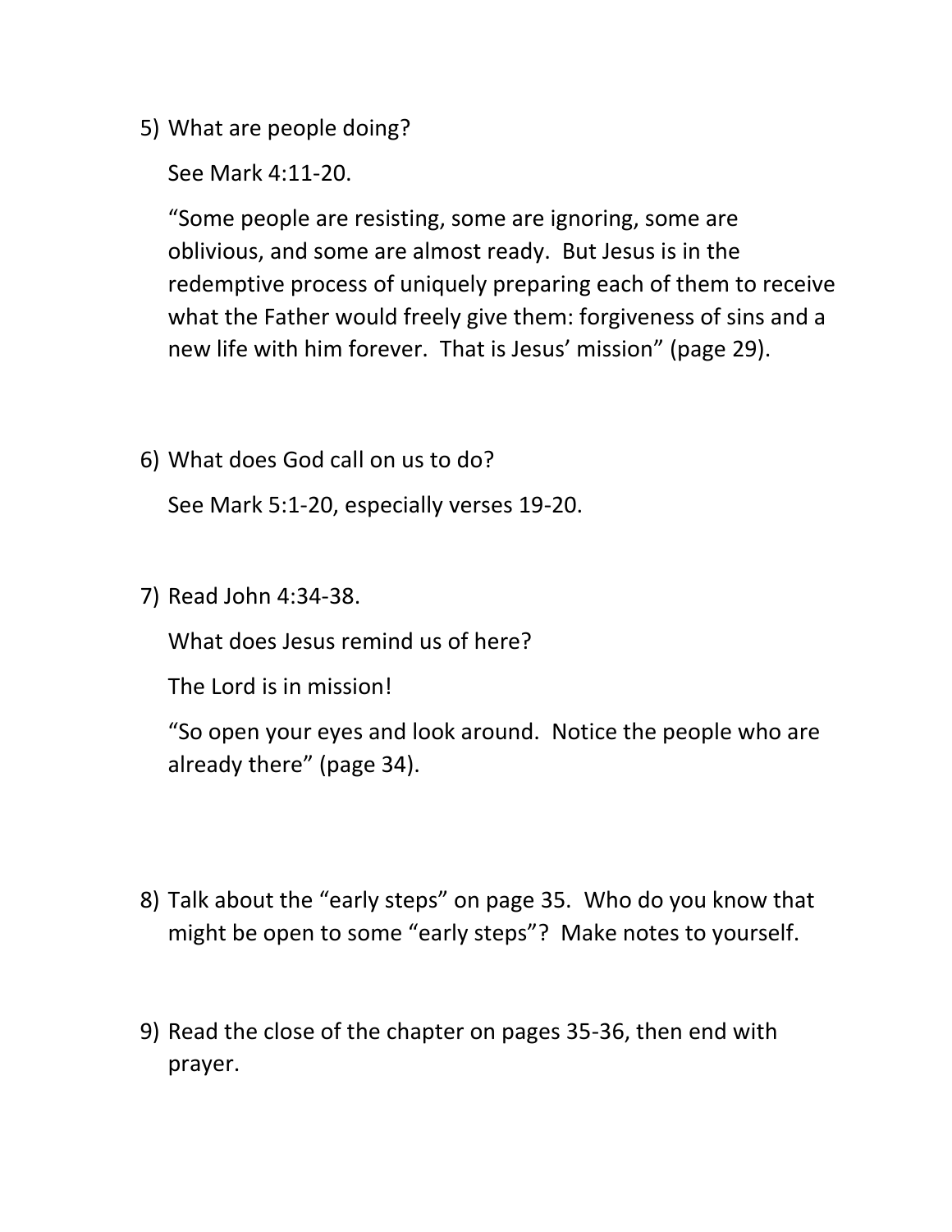5) What are people doing?

   See Mark 4:11-20.

   "Some people are resisting, some are ignoring, some are oblivious, and some are almost ready. But Jesus is in the redemptive process of uniquely preparing each of them to receive what the Father would freely give them: forgiveness of sins and a new life with him forever. That is Jesus' mission" (page 29).

6) What does God call on us to do?

   See Mark 5:1-20, especially verses 19-20.

7) Read John 4:34-38.

   What does Jesus remind us of here?

   The Lord is in mission!

   "So open your eyes and look around. Notice the people who are already there" (page 34).

8) Talk about the "early steps" on page 35. Who do you know that might be open to some "early steps"? Make notes to yourself.

9) Read the close of the chapter on pages 35-36, then end with prayer.